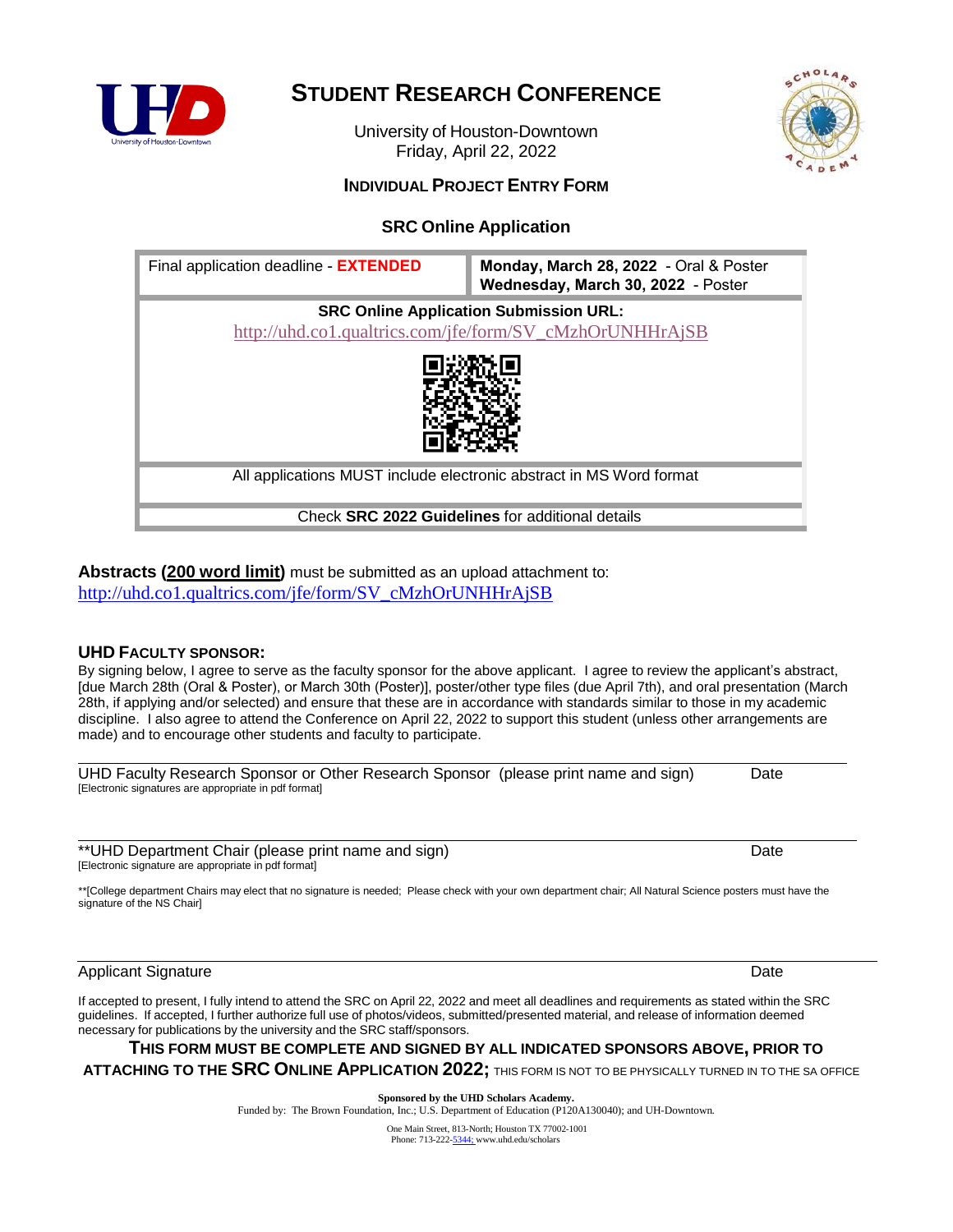# STUDENT RESEARCH CONFERENCE

University of Houston-Downtown
Friday, April 22, 2022

## INDIVIDUAL PROJECT ENTRY FORM

### SRC Online Application

| Final application deadline - **EXTENDED** | **Monday, March 28, 2022** - Oral & Poster<br>**Wednesday, March 30, 2022** - Poster |
|---|---|
| **SRC Online Application Submission URL:**<br>http://uhd.co1.qualtrics.com/jfe/form/SV_cMzhOrUNHHrAjSB | |
| All applications MUST include electronic abstract in MS Word format | |
| Check **SRC 2022 Guidelines** for additional details | |

**Abstracts (200 word limit)** must be submitted as an upload attachment to:
http://uhd.co1.qualtrics.com/jfe/form/SV_cMzhOrUNHHrAjSB

**UHD FACULTY SPONSOR:**

By signing below, I agree to serve as the faculty sponsor for the above applicant. I agree to review the applicant's abstract, [due March 28th (Oral & Poster), or March 30th (Poster)], poster/other type files (due April 7th), and oral presentation (March 28th, if applying and/or selected) and ensure that these are in accordance with standards similar to those in my academic discipline. I also agree to attend the Conference on April 22, 2022 to support this student (unless other arrangements are made) and to encourage other students and faculty to participate.

UHD Faculty Research Sponsor or Other Research Sponsor (please print name and sign) — Date
[Electronic signatures are appropriate in pdf format]

**UHD Department Chair (please print name and sign) — Date
[Electronic signature are appropriate in pdf format]

**[College department Chairs may elect that no signature is needed; Please check with your own department chair; All Natural Science posters must have the signature of the NS Chair]

Applicant Signature — Date

If accepted to present, I fully intend to attend the SRC on April 22, 2022 and meet all deadlines and requirements as stated within the SRC guidelines. If accepted, I further authorize full use of photos/videos, submitted/presented material, and release of information deemed necessary for publications by the university and the SRC staff/sponsors.

**THIS FORM MUST BE COMPLETE AND SIGNED BY ALL INDICATED SPONSORS ABOVE, PRIOR TO ATTACHING TO THE SRC ONLINE APPLICATION 2022;** THIS FORM IS NOT TO BE PHYSICALLY TURNED IN TO THE SA OFFICE

**Sponsored by the UHD Scholars Academy.**
Funded by: The Brown Foundation, Inc.; U.S. Department of Education (P120A130040); and UH-Downtown.

One Main Street, 813-North; Houston TX 77002-1001
Phone: 713-222-5344; www.uhd.edu/scholars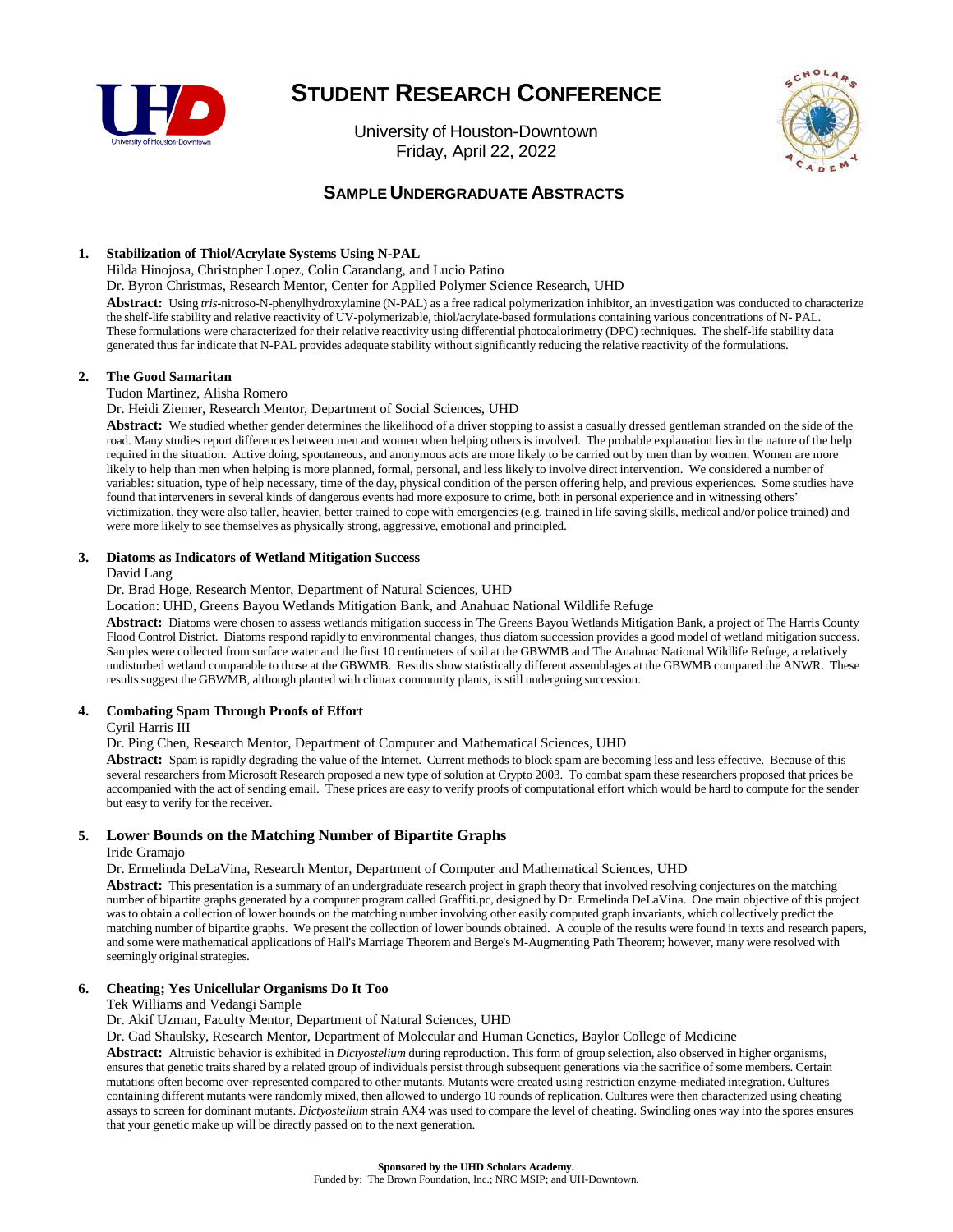# STUDENT RESEARCH CONFERENCE

University of Houston-Downtown
Friday, April 22, 2022

## SAMPLE UNDERGRADUATE ABSTRACTS

**1. Stabilization of Thiol/Acrylate Systems Using N-PAL**

Hilda Hinojosa, Christopher Lopez, Colin Carandang, and Lucio Patino

Dr. Byron Christmas, Research Mentor, Center for Applied Polymer Science Research, UHD

**Abstract:** Using *tris*-nitroso-N-phenylhydroxylamine (N-PAL) as a free radical polymerization inhibitor, an investigation was conducted to characterize the shelf-life stability and relative reactivity of UV-polymerizable, thiol/acrylate-based formulations containing various concentrations of N- PAL. These formulations were characterized for their relative reactivity using differential photocalorimetry (DPC) techniques. The shelf-life stability data generated thus far indicate that N-PAL provides adequate stability without significantly reducing the relative reactivity of the formulations.

**2. The Good Samaritan**

Tudon Martinez, Alisha Romero

Dr. Heidi Ziemer, Research Mentor, Department of Social Sciences, UHD

**Abstract:** We studied whether gender determines the likelihood of a driver stopping to assist a casually dressed gentleman stranded on the side of the road. Many studies report differences between men and women when helping others is involved. The probable explanation lies in the nature of the help required in the situation. Active doing, spontaneous, and anonymous acts are more likely to be carried out by men than by women. Women are more likely to help than men when helping is more planned, formal, personal, and less likely to involve direct intervention. We considered a number of variables: situation, type of help necessary, time of the day, physical condition of the person offering help, and previous experiences. Some studies have found that interveners in several kinds of dangerous events had more exposure to crime, both in personal experience and in witnessing others' victimization, they were also taller, heavier, better trained to cope with emergencies (e.g. trained in life saving skills, medical and/or police trained) and were more likely to see themselves as physically strong, aggressive, emotional and principled.

**3. Diatoms as Indicators of Wetland Mitigation Success**

David Lang

Dr. Brad Hoge, Research Mentor, Department of Natural Sciences, UHD

Location: UHD, Greens Bayou Wetlands Mitigation Bank, and Anahuac National Wildlife Refuge

**Abstract:** Diatoms were chosen to assess wetlands mitigation success in The Greens Bayou Wetlands Mitigation Bank, a project of The Harris County Flood Control District. Diatoms respond rapidly to environmental changes, thus diatom succession provides a good model of wetland mitigation success. Samples were collected from surface water and the first 10 centimeters of soil at the GBWMB and The Anahuac National Wildlife Refuge, a relatively undisturbed wetland comparable to those at the GBWMB. Results show statistically different assemblages at the GBWMB compared the ANWR. These results suggest the GBWMB, although planted with climax community plants, is still undergoing succession.

**4. Combating Spam Through Proofs of Effort**

Cyril Harris III

Dr. Ping Chen, Research Mentor, Department of Computer and Mathematical Sciences, UHD

**Abstract:** Spam is rapidly degrading the value of the Internet. Current methods to block spam are becoming less and less effective. Because of this several researchers from Microsoft Research proposed a new type of solution at Crypto 2003. To combat spam these researchers proposed that prices be accompanied with the act of sending email. These prices are easy to verify proofs of computational effort which would be hard to compute for the sender but easy to verify for the receiver.

**5. Lower Bounds on the Matching Number of Bipartite Graphs**

Iride Gramajo

Dr. Ermelinda DeLaVina, Research Mentor, Department of Computer and Mathematical Sciences, UHD

**Abstract:** This presentation is a summary of an undergraduate research project in graph theory that involved resolving conjectures on the matching number of bipartite graphs generated by a computer program called Graffiti.pc, designed by Dr. Ermelinda DeLaVina. One main objective of this project was to obtain a collection of lower bounds on the matching number involving other easily computed graph invariants, which collectively predict the matching number of bipartite graphs. We present the collection of lower bounds obtained. A couple of the results were found in texts and research papers, and some were mathematical applications of Hall's Marriage Theorem and Berge's M-Augmenting Path Theorem; however, many were resolved with seemingly original strategies.

**6. Cheating; Yes Unicellular Organisms Do It Too**

Tek Williams and Vedangi Sample

Dr. Akif Uzman, Faculty Mentor, Department of Natural Sciences, UHD

Dr. Gad Shaulsky, Research Mentor, Department of Molecular and Human Genetics, Baylor College of Medicine

**Abstract:** Altruistic behavior is exhibited in *Dictyostelium* during reproduction. This form of group selection, also observed in higher organisms, ensures that genetic traits shared by a related group of individuals persist through subsequent generations via the sacrifice of some members. Certain mutations often become over-represented compared to other mutants. Mutants were created using restriction enzyme-mediated integration. Cultures containing different mutants were randomly mixed, then allowed to undergo 10 rounds of replication. Cultures were then characterized using cheating assays to screen for dominant mutants. *Dictyostelium* strain AX4 was used to compare the level of cheating. Swindling ones way into the spores ensures that your genetic make up will be directly passed on to the next generation.

**Sponsored by the UHD Scholars Academy.**
Funded by: The Brown Foundation, Inc.; NRC MSIP; and UH-Downtown.